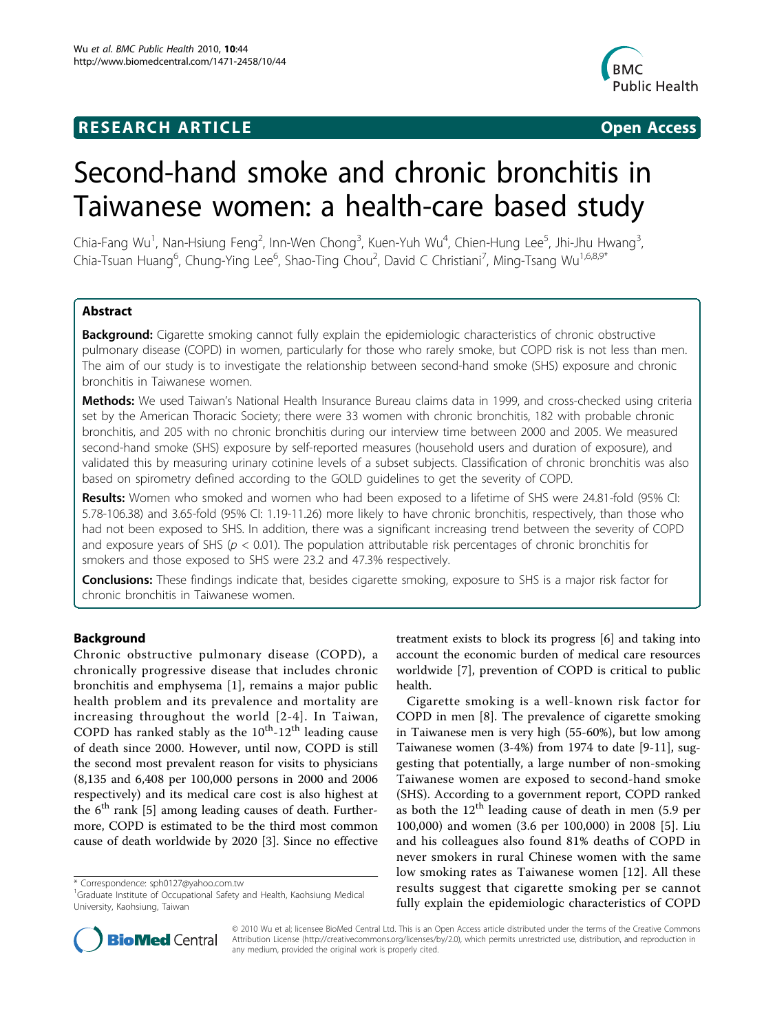# RESEARCH ARTICLE

**Open Access**

# Second-hand smoke and chronic bronchitis in Taiwanese women: a health-care based study

Chia-Fang Wu[1], Nan-Hsiung Feng[2], Inn-Wen Chong[3], Kuen-Yuh Wu[4], Chien-Hung Lee[5], Jhi-Jhu Hwang[3], Chia-Tsuan Huang[6], Chung-Ying Lee[6], Shao-Ting Chou[2], David C Christiani[7], Ming-Tsang Wu[1,6,8,9*]

## Abstract

**Background:** Cigarette smoking cannot fully explain the epidemiologic characteristics of chronic obstructive pulmonary disease (COPD) in women, particularly for those who rarely smoke, but COPD risk is not less than men. The aim of our study is to investigate the relationship between second-hand smoke (SHS) exposure and chronic bronchitis in Taiwanese women.

**Methods:** We used Taiwan's National Health Insurance Bureau claims data in 1999, and cross-checked using criteria set by the American Thoracic Society; there were 33 women with chronic bronchitis, 182 with probable chronic bronchitis, and 205 with no chronic bronchitis during our interview time between 2000 and 2005. We measured second-hand smoke (SHS) exposure by self-reported measures (household users and duration of exposure), and validated this by measuring urinary cotinine levels of a subset subjects. Classification of chronic bronchitis was also based on spirometry defined according to the GOLD guidelines to get the severity of COPD.

**Results:** Women who smoked and women who had been exposed to a lifetime of SHS were 24.81-fold (95% CI: 5.78-106.38) and 3.65-fold (95% CI: 1.19-11.26) more likely to have chronic bronchitis, respectively, than those who had not been exposed to SHS. In addition, there was a significant increasing trend between the severity of COPD and exposure years of SHS ($p < 0.01$). The population attributable risk percentages of chronic bronchitis for smokers and those exposed to SHS were 23.2 and 47.3% respectively.

**Conclusions:** These findings indicate that, besides cigarette smoking, exposure to SHS is a major risk factor for chronic bronchitis in Taiwanese women.

## Background

Chronic obstructive pulmonary disease (COPD), a chronically progressive disease that includes chronic bronchitis and emphysema [1], remains a major public health problem and its prevalence and mortality are increasing throughout the world [2-4]. In Taiwan, COPD has ranked stably as the 10th-12th leading cause of death since 2000. However, until now, COPD is still the second most prevalent reason for visits to physicians (8,135 and 6,408 per 100,000 persons in 2000 and 2006 respectively) and its medical care cost is also highest at the 6th rank [5] among leading causes of death. Furthermore, COPD is estimated to be the third most common cause of death worldwide by 2020 [3]. Since no effective treatment exists to block its progress [6] and taking into account the economic burden of medical care resources worldwide [7], prevention of COPD is critical to public health.

Cigarette smoking is a well-known risk factor for COPD in men [8]. The prevalence of cigarette smoking in Taiwanese men is very high (55-60%), but low among Taiwanese women (3-4%) from 1974 to date [9-11], suggesting that potentially, a large number of non-smoking Taiwanese women are exposed to second-hand smoke (SHS). According to a government report, COPD ranked as both the 12th leading cause of death in men (5.9 per 100,000) and women (3.6 per 100,000) in 2008 [5]. Liu and his colleagues also found 81% deaths of COPD in never smokers in rural Chinese women with the same low smoking rates as Taiwanese women [12]. All these results suggest that cigarette smoking per se cannot fully explain the epidemiologic characteristics of COPD

\* Correspondence: sph0127@yahoo.com.tw
[1]Graduate Institute of Occupational Safety and Health, Kaohsiung Medical University, Kaohsiung, Taiwan

© 2010 Wu et al; licensee BioMed Central Ltd. This is an Open Access article distributed under the terms of the Creative Commons Attribution License (http://creativecommons.org/licenses/by/2.0), which permits unrestricted use, distribution, and reproduction in any medium, provided the original work is properly cited.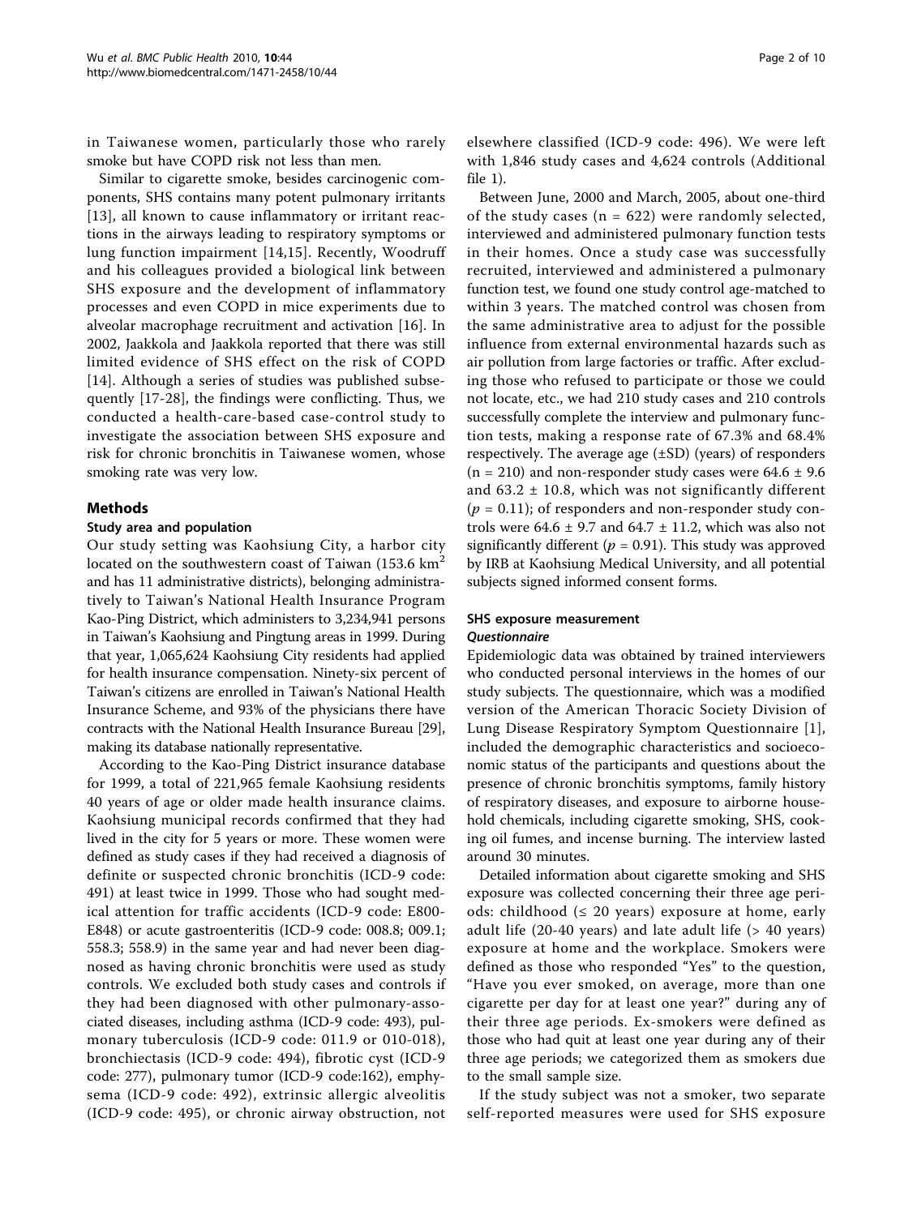in Taiwanese women, particularly those who rarely smoke but have COPD risk not less than men.

Similar to cigarette smoke, besides carcinogenic components, SHS contains many potent pulmonary irritants [13], all known to cause inflammatory or irritant reactions in the airways leading to respiratory symptoms or lung function impairment [14,15]. Recently, Woodruff and his colleagues provided a biological link between SHS exposure and the development of inflammatory processes and even COPD in mice experiments due to alveolar macrophage recruitment and activation [16]. In 2002, Jaakkola and Jaakkola reported that there was still limited evidence of SHS effect on the risk of COPD [14]. Although a series of studies was published subsequently [17-28], the findings were conflicting. Thus, we conducted a health-care-based case-control study to investigate the association between SHS exposure and risk for chronic bronchitis in Taiwanese women, whose smoking rate was very low.

## Methods

### Study area and population

Our study setting was Kaohsiung City, a harbor city located on the southwestern coast of Taiwan (153.6 $km^2$ and has 11 administrative districts), belonging administratively to Taiwan's National Health Insurance Program Kao-Ping District, which administers to 3,234,941 persons in Taiwan's Kaohsiung and Pingtung areas in 1999. During that year, 1,065,624 Kaohsiung City residents had applied for health insurance compensation. Ninety-six percent of Taiwan's citizens are enrolled in Taiwan's National Health Insurance Scheme, and 93% of the physicians there have contracts with the National Health Insurance Bureau [29], making its database nationally representative.

According to the Kao-Ping District insurance database for 1999, a total of 221,965 female Kaohsiung residents 40 years of age or older made health insurance claims. Kaohsiung municipal records confirmed that they had lived in the city for 5 years or more. These women were defined as study cases if they had received a diagnosis of definite or suspected chronic bronchitis (ICD-9 code: 491) at least twice in 1999. Those who had sought medical attention for traffic accidents (ICD-9 code: E800-E848) or acute gastroenteritis (ICD-9 code: 008.8; 009.1; 558.3; 558.9) in the same year and had never been diagnosed as having chronic bronchitis were used as study controls. We excluded both study cases and controls if they had been diagnosed with other pulmonary-associated diseases, including asthma (ICD-9 code: 493), pulmonary tuberculosis (ICD-9 code: 011.9 or 010-018), bronchiectasis (ICD-9 code: 494), fibrotic cyst (ICD-9 code: 277), pulmonary tumor (ICD-9 code:162), emphysema (ICD-9 code: 492), extrinsic allergic alveolitis (ICD-9 code: 495), or chronic airway obstruction, not elsewhere classified (ICD-9 code: 496). We were left with 1,846 study cases and 4,624 controls (Additional file 1).

Between June, 2000 and March, 2005, about one-third of the study cases (n = 622) were randomly selected, interviewed and administered pulmonary function tests in their homes. Once a study case was successfully recruited, interviewed and administered a pulmonary function test, we found one study control age-matched to within 3 years. The matched control was chosen from the same administrative area to adjust for the possible influence from external environmental hazards such as air pollution from large factories or traffic. After excluding those who refused to participate or those we could not locate, etc., we had 210 study cases and 210 controls successfully complete the interview and pulmonary function tests, making a response rate of 67.3% and 68.4% respectively. The average age (±SD) (years) of responders (n = 210) and non-responder study cases were 64.6 ± 9.6 and 63.2 ± 10.8, which was not significantly different ($p = 0.11$); of responders and non-responder study controls were 64.6 ± 9.7 and 64.7 ± 11.2, which was also not significantly different ($p = 0.91$). This study was approved by IRB at Kaohsiung Medical University, and all potential subjects signed informed consent forms.

### SHS exposure measurement

#### *Questionnaire*

Epidemiologic data was obtained by trained interviewers who conducted personal interviews in the homes of our study subjects. The questionnaire, which was a modified version of the American Thoracic Society Division of Lung Disease Respiratory Symptom Questionnaire [1], included the demographic characteristics and socioeconomic status of the participants and questions about the presence of chronic bronchitis symptoms, family history of respiratory diseases, and exposure to airborne household chemicals, including cigarette smoking, SHS, cooking oil fumes, and incense burning. The interview lasted around 30 minutes.

Detailed information about cigarette smoking and SHS exposure was collected concerning their three age periods: childhood (≤ 20 years) exposure at home, early adult life (20-40 years) and late adult life (> 40 years) exposure at home and the workplace. Smokers were defined as those who responded "Yes" to the question, "Have you ever smoked, on average, more than one cigarette per day for at least one year?" during any of their three age periods. Ex-smokers were defined as those who had quit at least one year during any of their three age periods; we categorized them as smokers due to the small sample size.

If the study subject was not a smoker, two separate self-reported measures were used for SHS exposure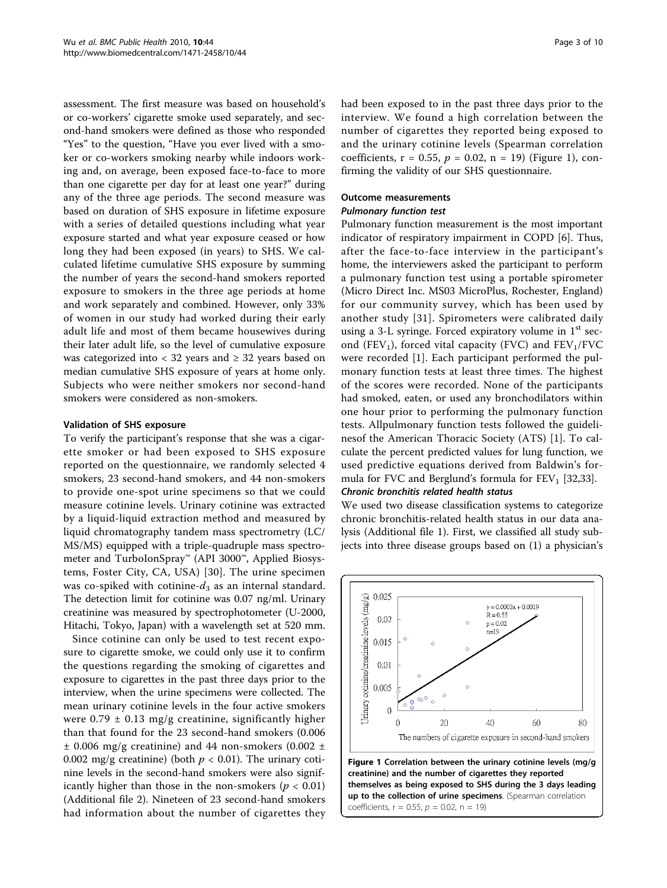assessment. The first measure was based on household's or co-workers' cigarette smoke used separately, and second-hand smokers were defined as those who responded "Yes" to the question, "Have you ever lived with a smoker or co-workers smoking nearby while indoors working and, on average, been exposed face-to-face to more than one cigarette per day for at least one year?" during any of the three age periods. The second measure was based on duration of SHS exposure in lifetime exposure with a series of detailed questions including what year exposure started and what year exposure ceased or how long they had been exposed (in years) to SHS. We calculated lifetime cumulative SHS exposure by summing the number of years the second-hand smokers reported exposure to smokers in the three age periods at home and work separately and combined. However, only 33% of women in our study had worked during their early adult life and most of them became housewives during their later adult life, so the level of cumulative exposure was categorized into < 32 years and ≥ 32 years based on median cumulative SHS exposure of years at home only. Subjects who were neither smokers nor second-hand smokers were considered as non-smokers.

#### Validation of SHS exposure

To verify the participant's response that she was a cigarette smoker or had been exposed to SHS exposure reported on the questionnaire, we randomly selected 4 smokers, 23 second-hand smokers, and 44 non-smokers to provide one-spot urine specimens so that we could measure cotinine levels. Urinary cotinine was extracted by a liquid-liquid extraction method and measured by liquid chromatography tandem mass spectrometry (LC/MS/MS) equipped with a triple-quadruple mass spectrometer and TurboIonSpray™ (API 3000™, Applied Biosystems, Foster City, CA, USA) [30]. The urine specimen was co-spiked with cotinine-$d_3$ as an internal standard. The detection limit for cotinine was 0.07 ng/ml. Urinary creatinine was measured by spectrophotometer (U-2000, Hitachi, Tokyo, Japan) with a wavelength set at 520 mm.

Since cotinine can only be used to test recent exposure to cigarette smoke, we could only use it to confirm the questions regarding the smoking of cigarettes and exposure to cigarettes in the past three days prior to the interview, when the urine specimens were collected. The mean urinary cotinine levels in the four active smokers were 0.79 ± 0.13 mg/g creatinine, significantly higher than that found for the 23 second-hand smokers (0.006 ± 0.006 mg/g creatinine) and 44 non-smokers (0.002 ± 0.002 mg/g creatinine) (both $p < 0.01$). The urinary cotinine levels in the second-hand smokers were also significantly higher than those in the non-smokers ($p < 0.01$) (Additional file 2). Nineteen of 23 second-hand smokers had information about the number of cigarettes they had been exposed to in the past three days prior to the interview. We found a high correlation between the number of cigarettes they reported being exposed to and the urinary cotinine levels (Spearman correlation coefficients, r = 0.55, $p = 0.02$, n = 19) (Figure 1), confirming the validity of our SHS questionnaire.

### Outcome measurements

#### Pulmonary function test

Pulmonary function measurement is the most important indicator of respiratory impairment in COPD [6]. Thus, after the face-to-face interview in the participant's home, the interviewers asked the participant to perform a pulmonary function test using a portable spirometer (Micro Direct Inc. MS03 MicroPlus, Rochester, England) for our community survey, which has been used by another study [31]. Spirometers were calibrated daily using a 3-L syringe. Forced expiratory volume in 1[st] second ($FEV_1$), forced vital capacity (FVC) and $FEV_1$/FVC were recorded [1]. Each participant performed the pulmonary function tests at least three times. The highest of the scores were recorded. None of the participants had smoked, eaten, or used any bronchodilators within one hour prior to performing the pulmonary function tests. Allpulmonary function tests followed the guidelinesof the American Thoracic Society (ATS) [1]. To calculate the percent predicted values for lung function, we used predictive equations derived from Baldwin's formula for FVC and Berglund's formula for $FEV_1$ [32,33].

#### Chronic bronchitis related health status

We used two disease classification systems to categorize chronic bronchitis-related health status in our data analysis (Additional file 1). First, we classified all study subjects into three disease groups based on (1) a physician's

**Figure 1 Correlation between the urinary cotinine levels (mg/g creatinine) and the number of cigarettes they reported themselves as being exposed to SHS during the 3 days leading up to the collection of urine specimens**. (Spearman correlation coefficients, r = 0.55, $p = 0.02$, n = 19)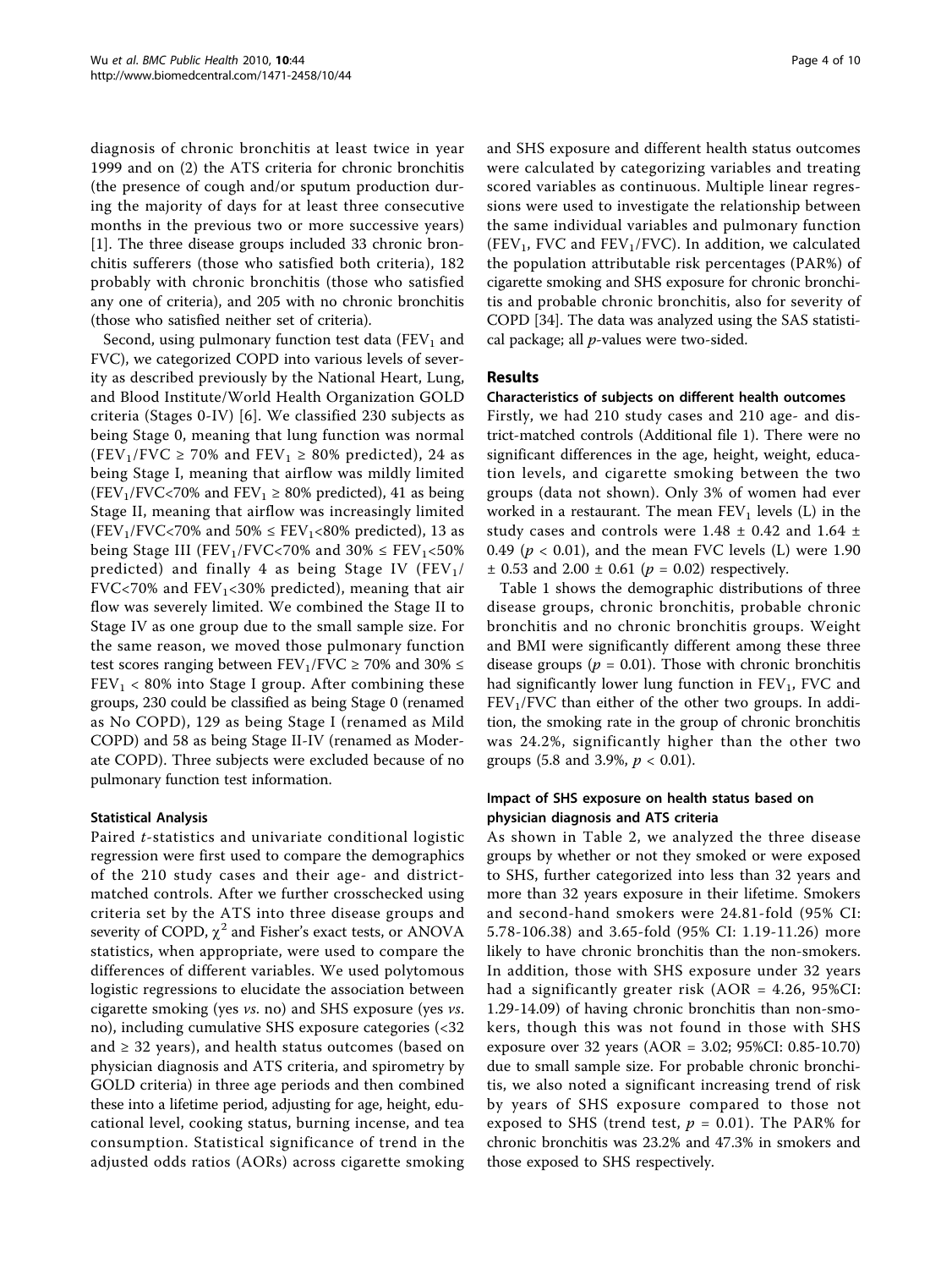diagnosis of chronic bronchitis at least twice in year 1999 and on (2) the ATS criteria for chronic bronchitis (the presence of cough and/or sputum production during the majority of days for at least three consecutive months in the previous two or more successive years) [1]. The three disease groups included 33 chronic bronchitis sufferers (those who satisfied both criteria), 182 probably with chronic bronchitis (those who satisfied any one of criteria), and 205 with no chronic bronchitis (those who satisfied neither set of criteria).

Second, using pulmonary function test data ($FEV_1$ and FVC), we categorized COPD into various levels of severity as described previously by the National Heart, Lung, and Blood Institute/World Health Organization GOLD criteria (Stages 0-IV) [6]. We classified 230 subjects as being Stage 0, meaning that lung function was normal ($FEV_1/FVC \geq 70\%$ and $FEV_1 \geq 80\%$ predicted), 24 as being Stage I, meaning that airflow was mildly limited ($FEV_1/FVC<70\%$ and $FEV_1 \geq 80\%$ predicted), 41 as being Stage II, meaning that airflow was increasingly limited ($FEV_1/FVC<70\%$ and $50\% \leq FEV_1<80\%$ predicted), 13 as being Stage III ($FEV_1/FVC<70\%$ and $30\% \leq FEV_1<50\%$ predicted) and finally 4 as being Stage IV ($FEV_1/FVC<70\%$ and $FEV_1<30\%$ predicted), meaning that air flow was severely limited. We combined the Stage II to Stage IV as one group due to the small sample size. For the same reason, we moved those pulmonary function test scores ranging between $FEV_1/FVC \geq 70\%$ and $30\% \leq FEV_1 < 80\%$ into Stage I group. After combining these groups, 230 could be classified as being Stage 0 (renamed as No COPD), 129 as being Stage I (renamed as Mild COPD) and 58 as being Stage II-IV (renamed as Moderate COPD). Three subjects were excluded because of no pulmonary function test information.

### Statistical Analysis

Paired *t*-statistics and univariate conditional logistic regression were first used to compare the demographics of the 210 study cases and their age- and district-matched controls. After we further crosschecked using criteria set by the ATS into three disease groups and severity of COPD, $\chi^2$ and Fisher's exact tests, or ANOVA statistics, when appropriate, were used to compare the differences of different variables. We used polytomous logistic regressions to elucidate the association between cigarette smoking (yes *vs.* no) and SHS exposure (yes *vs.* no), including cumulative SHS exposure categories (<32 and ≥ 32 years), and health status outcomes (based on physician diagnosis and ATS criteria, and spirometry by GOLD criteria) in three age periods and then combined these into a lifetime period, adjusting for age, height, educational level, cooking status, burning incense, and tea consumption. Statistical significance of trend in the adjusted odds ratios (AORs) across cigarette smoking and SHS exposure and different health status outcomes were calculated by categorizing variables and treating scored variables as continuous. Multiple linear regressions were used to investigate the relationship between the same individual variables and pulmonary function ($FEV_1$, FVC and $FEV_1/FVC$). In addition, we calculated the population attributable risk percentages (PAR%) of cigarette smoking and SHS exposure for chronic bronchitis and probable chronic bronchitis, also for severity of COPD [34]. The data was analyzed using the SAS statistical package; all *p*-values were two-sided.

## Results

### Characteristics of subjects on different health outcomes

Firstly, we had 210 study cases and 210 age- and district-matched controls (Additional file 1). There were no significant differences in the age, height, weight, education levels, and cigarette smoking between the two groups (data not shown). Only 3% of women had ever worked in a restaurant. The mean $FEV_1$ levels (L) in the study cases and controls were 1.48 ± 0.42 and 1.64 ± 0.49 ($p < 0.01$), and the mean FVC levels (L) were 1.90 ± 0.53 and 2.00 ± 0.61 ($p = 0.02$) respectively.

Table 1 shows the demographic distributions of three disease groups, chronic bronchitis, probable chronic bronchitis and no chronic bronchitis groups. Weight and BMI were significantly different among these three disease groups ($p = 0.01$). Those with chronic bronchitis had significantly lower lung function in $FEV_1$, FVC and $FEV_1/FVC$ than either of the other two groups. In addition, the smoking rate in the group of chronic bronchitis was 24.2%, significantly higher than the other two groups (5.8 and 3.9%, $p < 0.01$).

### Impact of SHS exposure on health status based on physician diagnosis and ATS criteria

As shown in Table 2, we analyzed the three disease groups by whether or not they smoked or were exposed to SHS, further categorized into less than 32 years and more than 32 years exposure in their lifetime. Smokers and second-hand smokers were 24.81-fold (95% CI: 5.78-106.38) and 3.65-fold (95% CI: 1.19-11.26) more likely to have chronic bronchitis than the non-smokers. In addition, those with SHS exposure under 32 years had a significantly greater risk (AOR = 4.26, 95%CI: 1.29-14.09) of having chronic bronchitis than non-smokers, though this was not found in those with SHS exposure over 32 years (AOR = 3.02; 95%CI: 0.85-10.70) due to small sample size. For probable chronic bronchitis, we also noted a significant increasing trend of risk by years of SHS exposure compared to those not exposed to SHS (trend test, $p = 0.01$). The PAR% for chronic bronchitis was 23.2% and 47.3% in smokers and those exposed to SHS respectively.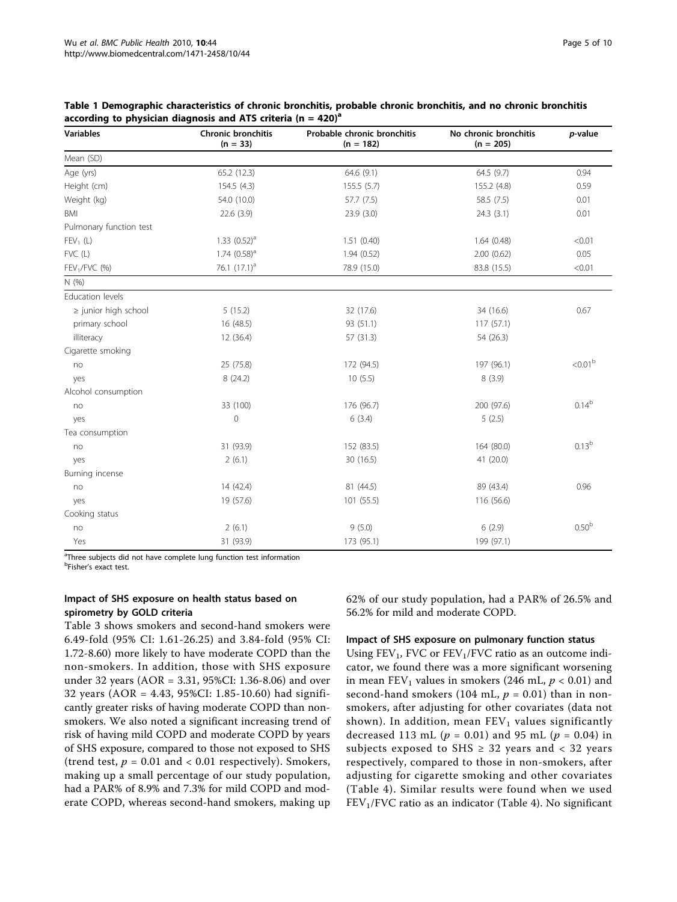**Table 1 Demographic characteristics of chronic bronchitis, probable chronic bronchitis, and no chronic bronchitis according to physician diagnosis and ATS criteria (n = 420)[a]**

| Variables | Chronic bronchitis (n = 33) | Probable chronic bronchitis (n = 182) | No chronic bronchitis (n = 205) | *p*-value |
|---|---|---|---|---|
| Mean (SD) | | | | |
| Age (yrs) | 65.2 (12.3) | 64.6 (9.1) | 64.5 (9.7) | 0.94 |
| Height (cm) | 154.5 (4.3) | 155.5 (5.7) | 155.2 (4.8) | 0.59 |
| Weight (kg) | 54.0 (10.0) | 57.7 (7.5) | 58.5 (7.5) | 0.01 |
| BMI | 22.6 (3.9) | 23.9 (3.0) | 24.3 (3.1) | 0.01 |
| Pulmonary function test | | | | |
| $FEV_1$ (L) | 1.33 (0.52)[a] | 1.51 (0.40) | 1.64 (0.48) | <0.01 |
| FVC (L) | 1.74 (0.58)[a] | 1.94 (0.52) | 2.00 (0.62) | 0.05 |
| $FEV_1$/FVC (%) | 76.1 (17.1)[a] | 78.9 (15.0) | 83.8 (15.5) | <0.01 |
| N (%) | | | | |
| Education levels | | | | |
| ≥ junior high school | 5 (15.2) | 32 (17.6) | 34 (16.6) | 0.67 |
| primary school | 16 (48.5) | 93 (51.1) | 117 (57.1) | |
| illiteracy | 12 (36.4) | 57 (31.3) | 54 (26.3) | |
| Cigarette smoking | | | | |
| no | 25 (75.8) | 172 (94.5) | 197 (96.1) | <0.01[b] |
| yes | 8 (24.2) | 10 (5.5) | 8 (3.9) | |
| Alcohol consumption | | | | |
| no | 33 (100) | 176 (96.7) | 200 (97.6) | 0.14[b] |
| yes | 0 | 6 (3.4) | 5 (2.5) | |
| Tea consumption | | | | |
| no | 31 (93.9) | 152 (83.5) | 164 (80.0) | 0.13[b] |
| yes | 2 (6.1) | 30 (16.5) | 41 (20.0) | |
| Burning incense | | | | |
| no | 14 (42.4) | 81 (44.5) | 89 (43.4) | 0.96 |
| yes | 19 (57.6) | 101 (55.5) | 116 (56.6) | |
| Cooking status | | | | |
| no | 2 (6.1) | 9 (5.0) | 6 (2.9) | 0.50[b] |
| Yes | 31 (93.9) | 173 (95.1) | 199 (97.1) | |

[a]Three subjects did not have complete lung function test information
[b]Fisher's exact test.

### Impact of SHS exposure on health status based on spirometry by GOLD criteria

Table 3 shows smokers and second-hand smokers were 6.49-fold (95% CI: 1.61-26.25) and 3.84-fold (95% CI: 1.72-8.60) more likely to have moderate COPD than the non-smokers. In addition, those with SHS exposure under 32 years (AOR = 3.31, 95%CI: 1.36-8.06) and over 32 years (AOR = 4.43, 95%CI: 1.85-10.60) had significantly greater risks of having moderate COPD than non-smokers. We also noted a significant increasing trend of risk of having mild COPD and moderate COPD by years of SHS exposure, compared to those not exposed to SHS (trend test, $p = 0.01$ and $< 0.01$ respectively). Smokers, making up a small percentage of our study population, had a PAR% of 8.9% and 7.3% for mild COPD and moderate COPD, whereas second-hand smokers, making up 62% of our study population, had a PAR% of 26.5% and 56.2% for mild and moderate COPD.

### Impact of SHS exposure on pulmonary function status

Using $FEV_1$, FVC or $FEV_1$/FVC ratio as an outcome indicator, we found there was a more significant worsening in mean $FEV_1$ values in smokers (246 mL, $p < 0.01$) and second-hand smokers (104 mL, $p = 0.01$) than in non-smokers, after adjusting for other covariates (data not shown). In addition, mean $FEV_1$ values significantly decreased 113 mL ($p = 0.01$) and 95 mL ($p = 0.04$) in subjects exposed to SHS ≥ 32 years and < 32 years respectively, compared to those in non-smokers, after adjusting for cigarette smoking and other covariates (Table 4). Similar results were found when we used $FEV_1$/FVC ratio as an indicator (Table 4). No significant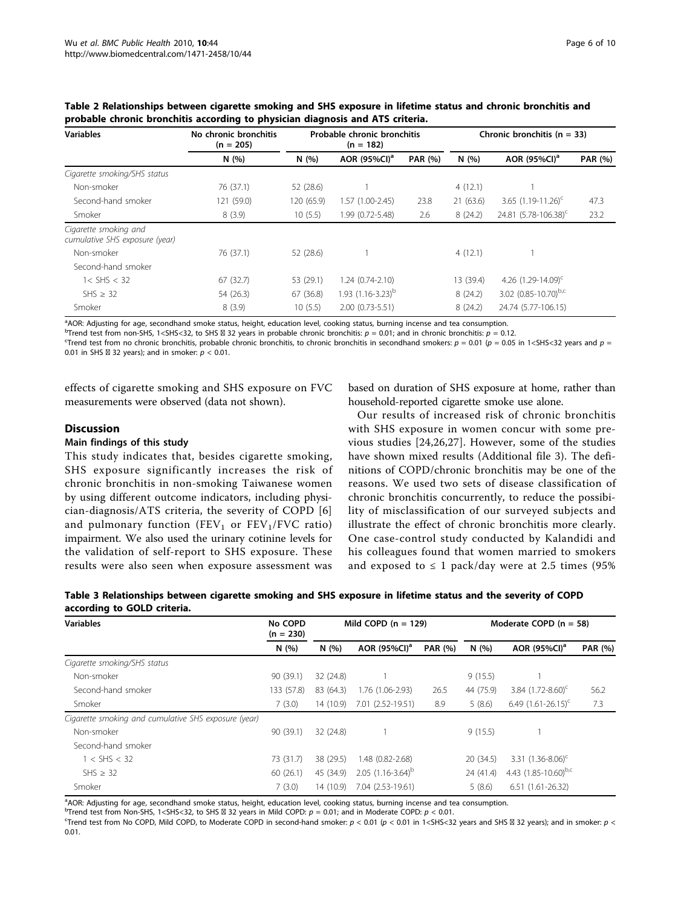**Table 2 Relationships between cigarette smoking and SHS exposure in lifetime status and chronic bronchitis and probable chronic bronchitis according to physician diagnosis and ATS criteria.**

| Variables | No chronic bronchitis (n = 205) | Probable chronic bronchitis (n = 182) | | | Chronic bronchitis (n = 33) | | |
|---|---|---|---|---|---|---|---|
| | N (%) | N (%) | AOR (95%CI)[a] | PAR (%) | N (%) | AOR (95%CI)[a] | PAR (%) |
| *Cigarette smoking/SHS status* | | | | | | | |
| Non-smoker | 76 (37.1) | 52 (28.6) | 1 | | 4 (12.1) | 1 | |
| Second-hand smoker | 121 (59.0) | 120 (65.9) | 1.57 (1.00-2.45) | 23.8 | 21 (63.6) | 3.65 (1.19-11.26)[c] | 47.3 |
| Smoker | 8 (3.9) | 10 (5.5) | 1.99 (0.72-5.48) | 2.6 | 8 (24.2) | 24.81 (5.78-106.38)[c] | 23.2 |
| *Cigarette smoking and cumulative SHS exposure (year)* | | | | | | | |
| Non-smoker | 76 (37.1) | 52 (28.6) | 1 | | 4 (12.1) | 1 | |
| Second-hand smoker | | | | | | | |
| 1< SHS < 32 | 67 (32.7) | 53 (29.1) | 1.24 (0.74-2.10) | | 13 (39.4) | 4.26 (1.29-14.09)[c] | |
| SHS ≥ 32 | 54 (26.3) | 67 (36.8) | 1.93 (1.16-3.23)[b] | | 8 (24.2) | 3.02 (0.85-10.70)[b,c] | |
| Smoker | 8 (3.9) | 10 (5.5) | 2.00 (0.73-5.51) | | 8 (24.2) | 24.74 (5.77-106.15) | |

[a]AOR: Adjusting for age, secondhand smoke status, height, education level, cooking status, burning incense and tea consumption.
[b]Trend test from non-SHS, 1<SHS<32, to SHS ≥ 32 years in probable chronic bronchitis: $p = 0.01$; and in chronic bronchitis: $p = 0.12$.
[c]Trend test from no chronic bronchitis, probable chronic bronchitis, to chronic bronchitis in secondhand smokers: $p = 0.01$ ($p = 0.05$ in 1<SHS<32 years and $p = 0.01$ in SHS ≥ 32 years); and in smoker: $p < 0.01$.

effects of cigarette smoking and SHS exposure on FVC measurements were observed (data not shown).

## Discussion

### Main findings of this study

This study indicates that, besides cigarette smoking, SHS exposure significantly increases the risk of chronic bronchitis in non-smoking Taiwanese women by using different outcome indicators, including physician-diagnosis/ATS criteria, the severity of COPD [6] and pulmonary function ($FEV_1$ or $FEV_1$/FVC ratio) impairment. We also used the urinary cotinine levels for the validation of self-report to SHS exposure. These results were also seen when exposure assessment was based on duration of SHS exposure at home, rather than household-reported cigarette smoke use alone.

Our results of increased risk of chronic bronchitis with SHS exposure in women concur with some previous studies [24,26,27]. However, some of the studies have shown mixed results (Additional file 3). The definitions of COPD/chronic bronchitis may be one of the reasons. We used two sets of disease classification of chronic bronchitis concurrently, to reduce the possibility of misclassification of our surveyed subjects and illustrate the effect of chronic bronchitis more clearly. One case-control study conducted by Kalandidi and his colleagues found that women married to smokers and exposed to ≤ 1 pack/day were at 2.5 times (95%

**Table 3 Relationships between cigarette smoking and SHS exposure in lifetime status and the severity of COPD according to GOLD criteria.**

| Variables | No COPD (n = 230) | Mild COPD (n = 129) | | | Moderate COPD (n = 58) | | |
|---|---|---|---|---|---|---|---|
| | N (%) | N (%) | AOR (95%CI)[a] | PAR (%) | N (%) | AOR (95%CI)[a] | PAR (%) |
| *Cigarette smoking/SHS status* | | | | | | | |
| Non-smoker | 90 (39.1) | 32 (24.8) | 1 | | 9 (15.5) | 1 | |
| Second-hand smoker | 133 (57.8) | 83 (64.3) | 1.76 (1.06-2.93) | 26.5 | 44 (75.9) | 3.84 (1.72-8.60)[c] | 56.2 |
| Smoker | 7 (3.0) | 14 (10.9) | 7.01 (2.52-19.51) | 8.9 | 5 (8.6) | 6.49 (1.61-26.15)[c] | 7.3 |
| *Cigarette smoking and cumulative SHS exposure (year)* | | | | | | | |
| Non-smoker | 90 (39.1) | 32 (24.8) | 1 | | 9 (15.5) | 1 | |
| Second-hand smoker | | | | | | | |
| 1 < SHS < 32 | 73 (31.7) | 38 (29.5) | 1.48 (0.82-2.68) | | 20 (34.5) | 3.31 (1.36-8.06)[c] | |
| SHS ≥ 32 | 60 (26.1) | 45 (34.9) | 2.05 (1.16-3.64)[b] | | 24 (41.4) | 4.43 (1.85-10.60)[b,c] | |
| Smoker | 7 (3.0) | 14 (10.9) | 7.04 (2.53-19.61) | | 5 (8.6) | 6.51 (1.61-26.32) | |

[a]AOR: Adjusting for age, secondhand smoke status, height, education level, cooking status, burning incense and tea consumption.
[b]Trend test from Non-SHS, 1<SHS<32, to SHS ≥ 32 years in Mild COPD: $p = 0.01$; and in Moderate COPD: $p < 0.01$.
[c]Trend test from No COPD, Mild COPD, to Moderate COPD in second-hand smoker: $p < 0.01$ ($p < 0.01$ in 1<SHS<32 years and SHS ≥ 32 years); and in smoker: $p < 0.01$.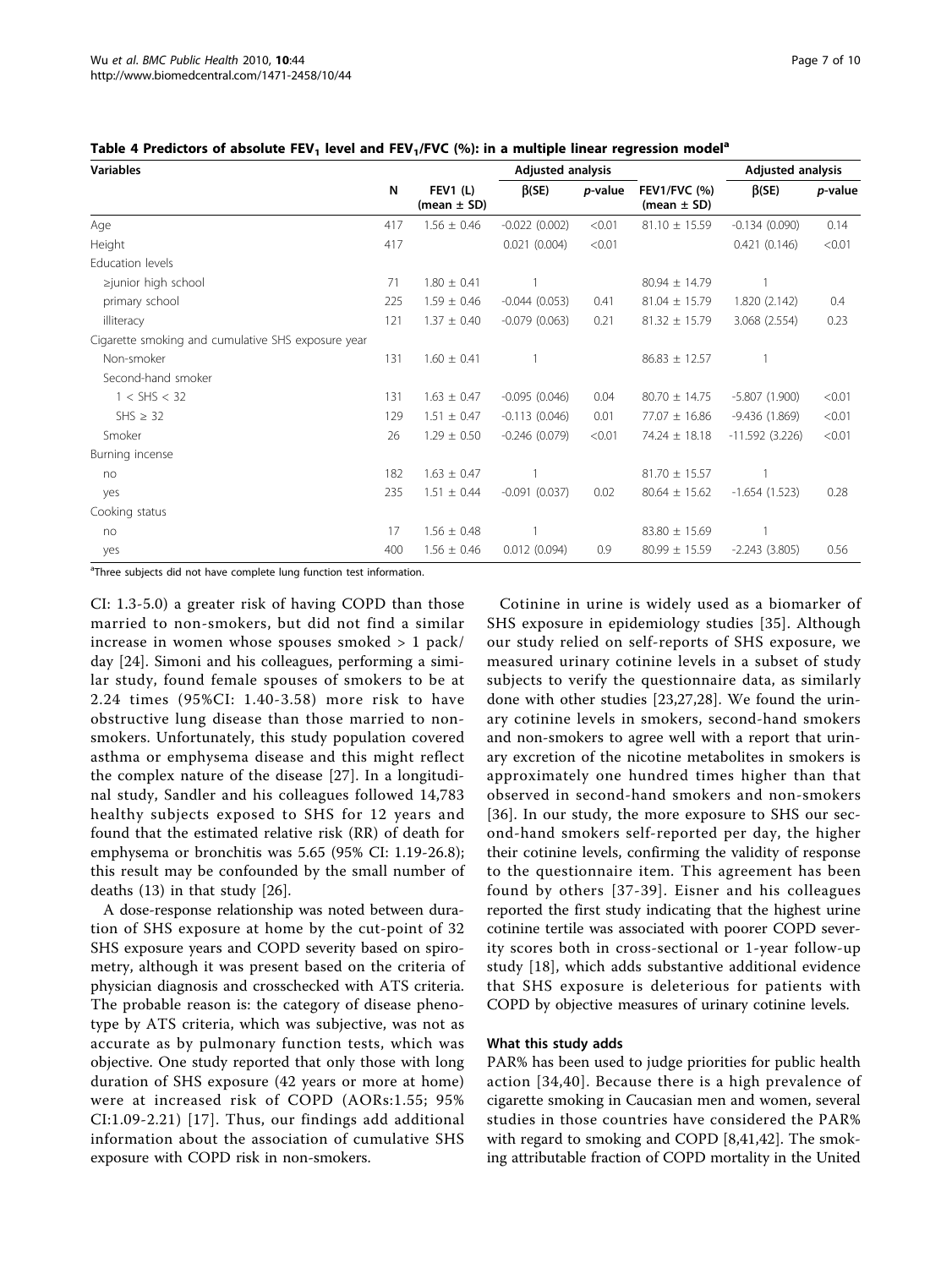**Table 4 Predictors of absolute $FEV_1$ level and $FEV_1/FVC$ (%): in a multiple linear regression model[a]**

| Variables | N | FEV1 (L) (mean ± SD) | Adjusted analysis | | FEV1/FVC (%) (mean ± SD) | Adjusted analysis | |
|---|---|---|---|---|---|---|---|
| | | | β(SE) | *p*-value | | β(SE) | *p*-value |
| Age | 417 | 1.56 ± 0.46 | -0.022 (0.002) | <0.01 | 81.10 ± 15.59 | -0.134 (0.090) | 0.14 |
| Height | 417 | | 0.021 (0.004) | <0.01 | | 0.421 (0.146) | <0.01 |
| Education levels | | | | | | | |
| ≥junior high school | 71 | 1.80 ± 0.41 | 1 | | 80.94 ± 14.79 | 1 | |
| primary school | 225 | 1.59 ± 0.46 | -0.044 (0.053) | 0.41 | 81.04 ± 15.79 | 1.820 (2.142) | 0.4 |
| illiteracy | 121 | 1.37 ± 0.40 | -0.079 (0.063) | 0.21 | 81.32 ± 15.79 | 3.068 (2.554) | 0.23 |
| Cigarette smoking and cumulative SHS exposure year | | | | | | | |
| Non-smoker | 131 | 1.60 ± 0.41 | 1 | | 86.83 ± 12.57 | 1 | |
| Second-hand smoker | | | | | | | |
| 1 < SHS < 32 | 131 | 1.63 ± 0.47 | -0.095 (0.046) | 0.04 | 80.70 ± 14.75 | -5.807 (1.900) | <0.01 |
| SHS ≥ 32 | 129 | 1.51 ± 0.47 | -0.113 (0.046) | 0.01 | 77.07 ± 16.86 | -9.436 (1.869) | <0.01 |
| Smoker | 26 | 1.29 ± 0.50 | -0.246 (0.079) | <0.01 | 74.24 ± 18.18 | -11.592 (3.226) | <0.01 |
| Burning incense | | | | | | | |
| no | 182 | 1.63 ± 0.47 | 1 | | 81.70 ± 15.57 | 1 | |
| yes | 235 | 1.51 ± 0.44 | -0.091 (0.037) | 0.02 | 80.64 ± 15.62 | -1.654 (1.523) | 0.28 |
| Cooking status | | | | | | | |
| no | 17 | 1.56 ± 0.48 | 1 | | 83.80 ± 15.69 | 1 | |
| yes | 400 | 1.56 ± 0.46 | 0.012 (0.094) | 0.9 | 80.99 ± 15.59 | -2.243 (3.805) | 0.56 |

[a]Three subjects did not have complete lung function test information.

CI: 1.3-5.0) a greater risk of having COPD than those married to non-smokers, but did not find a similar increase in women whose spouses smoked > 1 pack/day [24]. Simoni and his colleagues, performing a similar study, found female spouses of smokers to be at 2.24 times (95%CI: 1.40-3.58) more risk to have obstructive lung disease than those married to non-smokers. Unfortunately, this study population covered asthma or emphysema disease and this might reflect the complex nature of the disease [27]. In a longitudinal study, Sandler and his colleagues followed 14,783 healthy subjects exposed to SHS for 12 years and found that the estimated relative risk (RR) of death for emphysema or bronchitis was 5.65 (95% CI: 1.19-26.8); this result may be confounded by the small number of deaths (13) in that study [26].

A dose-response relationship was noted between duration of SHS exposure at home by the cut-point of 32 SHS exposure years and COPD severity based on spirometry, although it was present based on the criteria of physician diagnosis and crosschecked with ATS criteria. The probable reason is: the category of disease phenotype by ATS criteria, which was subjective, was not as accurate as by pulmonary function tests, which was objective. One study reported that only those with long duration of SHS exposure (42 years or more at home) were at increased risk of COPD (AORs:1.55; 95% CI:1.09-2.21) [17]. Thus, our findings add additional information about the association of cumulative SHS exposure with COPD risk in non-smokers.

Cotinine in urine is widely used as a biomarker of SHS exposure in epidemiology studies [35]. Although our study relied on self-reports of SHS exposure, we measured urinary cotinine levels in a subset of study subjects to verify the questionnaire data, as similarly done with other studies [23,27,28]. We found the urinary cotinine levels in smokers, second-hand smokers and non-smokers to agree well with a report that urinary excretion of the nicotine metabolites in smokers is approximately one hundred times higher than that observed in second-hand smokers and non-smokers [36]. In our study, the more exposure to SHS our second-hand smokers self-reported per day, the higher their cotinine levels, confirming the validity of response to the questionnaire item. This agreement has been found by others [37-39]. Eisner and his colleagues reported the first study indicating that the highest urine cotinine tertile was associated with poorer COPD severity scores both in cross-sectional or 1-year follow-up study [18], which adds substantive additional evidence that SHS exposure is deleterious for patients with COPD by objective measures of urinary cotinine levels.

#### What this study adds

PAR% has been used to judge priorities for public health action [34,40]. Because there is a high prevalence of cigarette smoking in Caucasian men and women, several studies in those countries have considered the PAR% with regard to smoking and COPD [8,41,42]. The smoking attributable fraction of COPD mortality in the United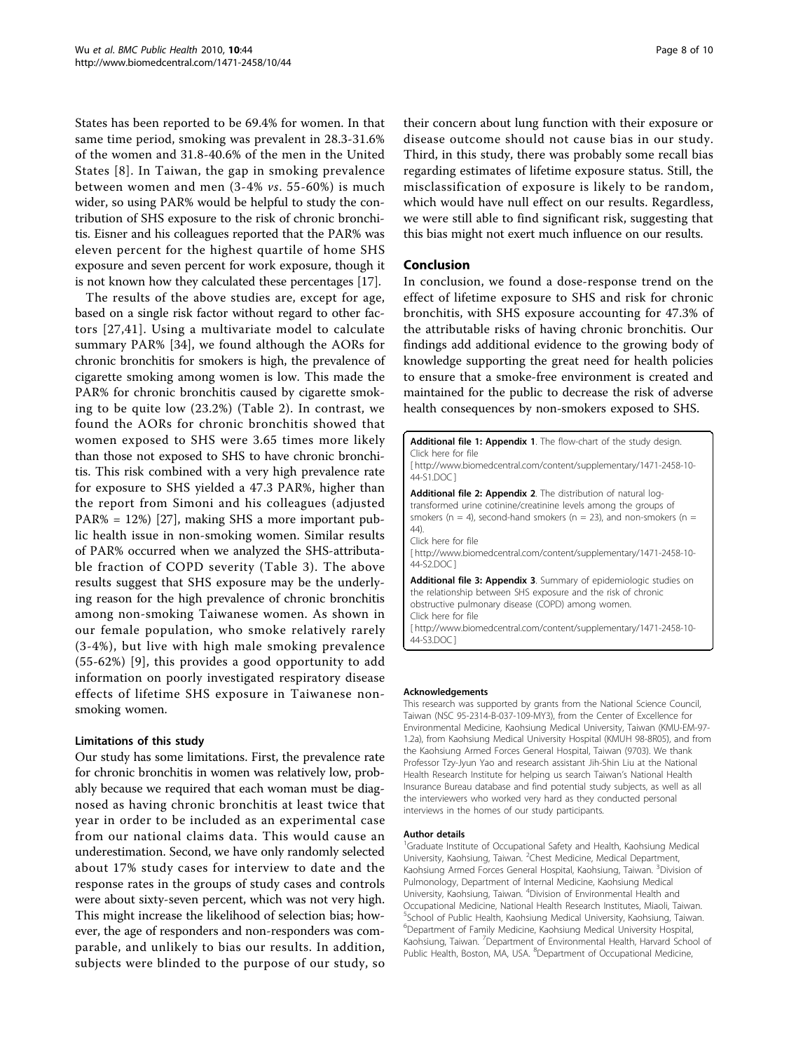States has been reported to be 69.4% for women. In that same time period, smoking was prevalent in 28.3-31.6% of the women and 31.8-40.6% of the men in the United States [8]. In Taiwan, the gap in smoking prevalence between women and men (3-4% *vs*. 55-60%) is much wider, so using PAR% would be helpful to study the contribution of SHS exposure to the risk of chronic bronchitis. Eisner and his colleagues reported that the PAR% was eleven percent for the highest quartile of home SHS exposure and seven percent for work exposure, though it is not known how they calculated these percentages [17].

The results of the above studies are, except for age, based on a single risk factor without regard to other factors [27,41]. Using a multivariate model to calculate summary PAR% [34], we found although the AORs for chronic bronchitis for smokers is high, the prevalence of cigarette smoking among women is low. This made the PAR% for chronic bronchitis caused by cigarette smoking to be quite low (23.2%) (Table 2). In contrast, we found the AORs for chronic bronchitis showed that women exposed to SHS were 3.65 times more likely than those not exposed to SHS to have chronic bronchitis. This risk combined with a very high prevalence rate for exposure to SHS yielded a 47.3 PAR%, higher than the report from Simoni and his colleagues (adjusted PAR% = 12%) [27], making SHS a more important public health issue in non-smoking women. Similar results of PAR% occurred when we analyzed the SHS-attributable fraction of COPD severity (Table 3). The above results suggest that SHS exposure may be the underlying reason for the high prevalence of chronic bronchitis among non-smoking Taiwanese women. As shown in our female population, who smoke relatively rarely (3-4%), but live with high male smoking prevalence (55-62%) [9], this provides a good opportunity to add information on poorly investigated respiratory disease effects of lifetime SHS exposure in Taiwanese non-smoking women.

### Limitations of this study

Our study has some limitations. First, the prevalence rate for chronic bronchitis in women was relatively low, probably because we required that each woman must be diagnosed as having chronic bronchitis at least twice that year in order to be included as an experimental case from our national claims data. This would cause an underestimation. Second, we have only randomly selected about 17% study cases for interview to date and the response rates in the groups of study cases and controls were about sixty-seven percent, which was not very high. This might increase the likelihood of selection bias; however, the age of responders and non-responders was comparable, and unlikely to bias our results. In addition, subjects were blinded to the purpose of our study, so their concern about lung function with their exposure or disease outcome should not cause bias in our study. Third, in this study, there was probably some recall bias regarding estimates of lifetime exposure status. Still, the misclassification of exposure is likely to be random, which would have null effect on our results. Regardless, we were still able to find significant risk, suggesting that this bias might not exert much influence on our results.

## Conclusion

In conclusion, we found a dose-response trend on the effect of lifetime exposure to SHS and risk for chronic bronchitis, with SHS exposure accounting for 47.3% of the attributable risks of having chronic bronchitis. Our findings add additional evidence to the growing body of knowledge supporting the great need for health policies to ensure that a smoke-free environment is created and maintained for the public to decrease the risk of adverse health consequences by non-smokers exposed to SHS.

**Additional file 1: Appendix 1**. The flow-chart of the study design.
Click here for file
[ http://www.biomedcentral.com/content/supplementary/1471-2458-10-44-S1.DOC ]

**Additional file 2: Appendix 2**. The distribution of natural log-transformed urine cotinine/creatinine levels among the groups of smokers (n = 4), second-hand smokers (n = 23), and non-smokers (n = 44).
Click here for file
[ http://www.biomedcentral.com/content/supplementary/1471-2458-10-44-S2.DOC ]

**Additional file 3: Appendix 3**. Summary of epidemiologic studies on the relationship between SHS exposure and the risk of chronic obstructive pulmonary disease (COPD) among women.
Click here for file
[ http://www.biomedcentral.com/content/supplementary/1471-2458-10-44-S3.DOC ]

#### Acknowledgements

This research was supported by grants from the National Science Council, Taiwan (NSC 95-2314-B-037-109-MY3), from the Center of Excellence for Environmental Medicine, Kaohsiung Medical University, Taiwan (KMU-EM-97-1.2a), from Kaohsiung Medical University Hospital (KMUH 98-8R05), and from the Kaohsiung Armed Forces General Hospital, Taiwan (9703). We thank Professor Tzy-Jyun Yao and research assistant Jih-Shin Liu at the National Health Research Institute for helping us search Taiwan's National Health Insurance Bureau database and find potential study subjects, as well as all the interviewers who worked very hard as they conducted personal interviews in the homes of our study participants.

#### Author details

[1]Graduate Institute of Occupational Safety and Health, Kaohsiung Medical University, Kaohsiung, Taiwan. [2]Chest Medicine, Medical Department, Kaohsiung Armed Forces General Hospital, Kaohsiung, Taiwan. [3]Division of Pulmonology, Department of Internal Medicine, Kaohsiung Medical University, Kaohsiung, Taiwan. [4]Division of Environmental Health and Occupational Medicine, National Health Research Institutes, Miaoli, Taiwan. [5]School of Public Health, Kaohsiung Medical University, Kaohsiung, Taiwan. [6]Department of Family Medicine, Kaohsiung Medical University Hospital, Kaohsiung, Taiwan. [7]Department of Environmental Health, Harvard School of Public Health, Boston, MA, USA. [8]Department of Occupational Medicine,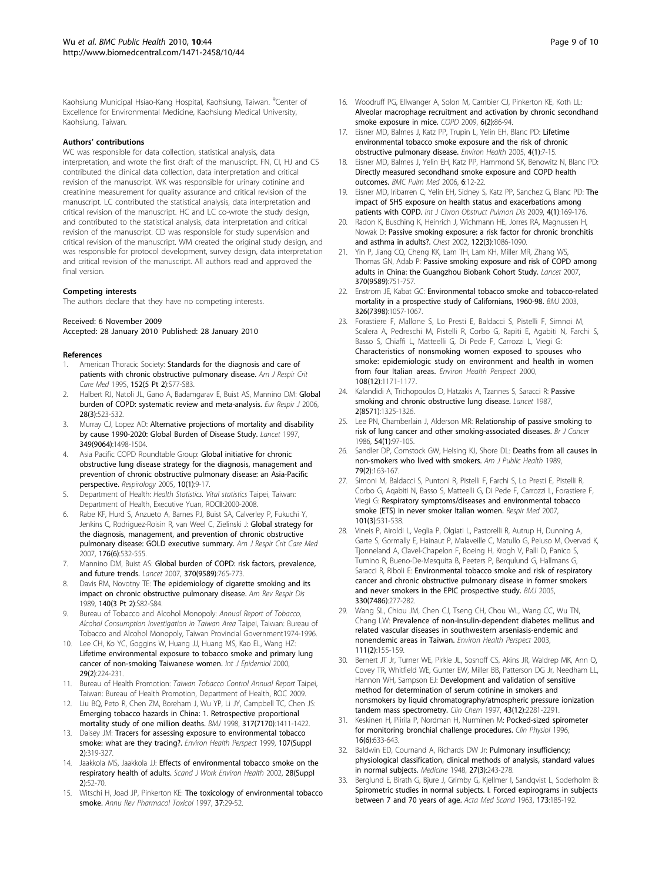Kaohsiung Municipal Hsiao-Kang Hospital, Kaohsiung, Taiwan. [9]Center of Excellence for Environmental Medicine, Kaohsiung Medical University, Kaohsiung, Taiwan.

#### Authors' contributions

WC was responsible for data collection, statistical analysis, data interpretation, and wrote the first draft of the manuscript. FN, CI, HJ and CS contributed the clinical data collection, data interpretation and critical revision of the manuscript. WK was responsible for urinary cotinine and creatinine measurement for quality assurance and critical revision of the manuscript. LC contributed the statistical analysis, data interpretation and critical revision of the manuscript. HC and LC co-wrote the study design, and contributed to the statistical analysis, data interpretation and critical revision of the manuscript. CD was responsible for study supervision and critical revision of the manuscript. WM created the original study design, and was responsible for protocol development, survey design, data interpretation and critical revision of the manuscript. All authors read and approved the final version.

#### Competing interests

The authors declare that they have no competing interests.

Received: 6 November 2009
Accepted: 28 January 2010 Published: 28 January 2010

#### References

1. American Thoracic Society: **Standards for the diagnosis and care of patients with chronic obstructive pulmonary disease.** *Am J Respir Crit Care Med* 1995, **152(5 Pt 2)**:S77-S83.
2. Halbert RJ, Natoli JL, Gano A, Badamgarav E, Buist AS, Mannino DM: **Global burden of COPD: systematic review and meta-analysis.** *Eur Respir J* 2006, **28(3)**:523-532.
3. Murray CJ, Lopez AD: **Alternative projections of mortality and disability by cause 1990-2020: Global Burden of Disease Study.** *Lancet* 1997, **349(9064)**:1498-1504.
4. Asia Pacific COPD Roundtable Group: **Global initiative for chronic obstructive lung disease strategy for the diagnosis, management and prevention of chronic obstructive pulmonary disease: an Asia-Pacific perspective.** *Respirology* 2005, **10(1)**:9-17.
5. Department of Health: *Health Statistics. Vital statistics* Taipei, Taiwan: Department of Health, Executive Yuan, ROCII:2000-2008.
6. Rabe KF, Hurd S, Anzueto A, Barnes PJ, Buist SA, Calverley P, Fukuchi Y, Jenkins C, Rodriguez-Roisin R, van Weel C, Zielinski J: **Global strategy for the diagnosis, management, and prevention of chronic obstructive pulmonary disease: GOLD executive summary.** *Am J Respir Crit Care Med* 2007, **176(6)**:532-555.
7. Mannino DM, Buist AS: **Global burden of COPD: risk factors, prevalence, and future trends.** *Lancet* 2007, **370(9589)**:765-773.
8. Davis RM, Novotny TE: **The epidemiology of cigarette smoking and its impact on chronic obstructive pulmonary disease.** *Am Rev Respir Dis* 1989, **140(3 Pt 2)**:S82-S84.
9. Bureau of Tobacco and Alcohol Monopoly: *Annual Report of Tobacco, Alcohol Consumption Investigation in Taiwan Area* Taipei, Taiwan: Bureau of Tobacco and Alcohol Monopoly, Taiwan Provincial Government1974-1996.
10. Lee CH, Ko YC, Goggins W, Huang JJ, Huang MS, Kao EL, Wang HZ: **Lifetime environmental exposure to tobacco smoke and primary lung cancer of non-smoking Taiwanese women.** *Int J Epidemiol* 2000, **29(2)**:224-231.
11. Bureau of Health Promotion: *Taiwan Tobacco Control Annual Report* Taipei, Taiwan: Bureau of Health Promotion, Department of Health, ROC 2009.
12. Liu BQ, Peto R, Chen ZM, Boreham J, Wu YP, Li JY, Campbell TC, Chen JS: **Emerging tobacco hazards in China: 1. Retrospective proportional mortality study of one million deaths.** *BMJ* 1998, **317(7170)**:1411-1422.
13. Daisey JM: **Tracers for assessing exposure to environmental tobacco smoke: what are they tracing?.** *Environ Health Perspect* 1999, **107(Suppl 2)**:319-327.
14. Jaakkola MS, Jaakkola JJ: **Effects of environmental tobacco smoke on the respiratory health of adults.** *Scand J Work Environ Health* 2002, **28(Suppl 2)**:52-70.
15. Witschi H, Joad JP, Pinkerton KE: **The toxicology of environmental tobacco smoke.** *Annu Rev Pharmacol Toxicol* 1997, **37**:29-52.
16. Woodruff PG, Ellwanger A, Solon M, Cambier CJ, Pinkerton KE, Koth LL: **Alveolar macrophage recruitment and activation by chronic secondhand smoke exposure in mice.** *COPD* 2009, **6(2)**:86-94.
17. Eisner MD, Balmes J, Katz PP, Trupin L, Yelin EH, Blanc PD: **Lifetime environmental tobacco smoke exposure and the risk of chronic obstructive pulmonary disease.** *Environ Health* 2005, **4(1)**:7-15.
18. Eisner MD, Balmes J, Yelin EH, Katz PP, Hammond SK, Benowitz N, Blanc PD: **Directly measured secondhand smoke exposure and COPD health outcomes.** *BMC Pulm Med* 2006, **6**:12-22.
19. Eisner MD, Iribarren C, Yelin EH, Sidney S, Katz PP, Sanchez G, Blanc PD: **The impact of SHS exposure on health status and exacerbations among patients with COPD.** *Int J Chron Obstruct Pulmon Dis* 2009, **4(1)**:169-176.
20. Radon K, Busching K, Heinrich J, Wichmann HE, Jorres RA, Magnussen H, Nowak D: **Passive smoking exposure: a risk factor for chronic bronchitis and asthma in adults?.** *Chest* 2002, **122(3)**:1086-1090.
21. Yin P, Jiang CQ, Cheng KK, Lam TH, Lam KH, Miller MR, Zhang WS, Thomas GN, Adab P: **Passive smoking exposure and risk of COPD among adults in China: the Guangzhou Biobank Cohort Study.** *Lancet* 2007, **370(9589)**:751-757.
22. Enstrom JE, Kabat GC: **Environmental tobacco smoke and tobacco-related mortality in a prospective study of Californians, 1960-98.** *BMJ* 2003, **326(7398)**:1057-1067.
23. Forastiere F, Mallone S, Lo Presti E, Baldacci S, Pistelli F, Simnoi M, Scalera A, Pedreschi M, Pistelli R, Corbo G, Rapiti E, Agabiti N, Farchi S, Basso S, Chiaffi L, Matteelli G, Di Pede F, Carrozzi L, Viegi G: **Characteristics of nonsmoking women exposed to spouses who smoke: epidemiologic study on environment and health in women from four Italian areas.** *Environ Health Perspect* 2000, **108(12)**:1171-1177.
24. Kalandidi A, Trichopoulos D, Hatzakis A, Tzannes S, Saracci R: **Passive smoking and chronic obstructive lung disease.** *Lancet* 1987, **2(8571)**:1325-1326.
25. Lee PN, Chamberlain J, Alderson MR: **Relationship of passive smoking to risk of lung cancer and other smoking-associated diseases.** *Br J Cancer* 1986, **54(1)**:97-105.
26. Sandler DP, Comstock GW, Helsing KJ, Shore DL: **Deaths from all causes in non-smokers who lived with smokers.** *Am J Public Health* 1989, **79(2)**:163-167.
27. Simoni M, Baldacci S, Puntoni R, Pistelli F, Farchi S, Lo Presti E, Pistelli R, Corbo G, Agabiti N, Basso S, Matteelli G, Di Pede F, Carrozzi L, Forastiere F, Viegi G: **Respiratory symptoms/diseases and environmental tobacco smoke (ETS) in never smoker Italian women.** *Respir Med* 2007, **101(3)**:531-538.
28. Vineis P, Airoldi L, Veglia P, Olgiati L, Pastorelli R, Autrup H, Dunning A, Garte S, Gormally E, Hainaut P, Malaveille C, Matullo G, Peluso M, Overvad K, Tjonneland A, Clavel-Chapelon F, Boeing H, Krogh V, Palli D, Panico S, Tumino R, Bueno-De-Mesquita B, Peeters P, Berglund G, Hallmans G, Saracci R, Riboli E: **Environmental tobacco smoke and risk of respiratory cancer and chronic obstructive pulmonary disease in former smokers and never smokers in the EPIC prospective study.** *BMJ* 2005, **330(7486)**:277-282.
29. Wang SL, Chiou JM, Chen CJ, Tseng CH, Chou WL, Wang CC, Wu TN, Chang LW: **Prevalence of non-insulin-dependent diabetes mellitus and related vascular diseases in southwestern arseniasis-endemic and nonendemic areas in Taiwan.** *Environ Health Perspect* 2003, **111(2)**:155-159.
30. Bernert JT Jr, Turner WE, Pirkle JL, Sosnoff CS, Akins JR, Waldrep MK, Ann Q, Covey TR, Whitfield WE, Gunter EW, Miller BB, Patterson DG Jr, Needham LL, Hannon WH, Sampson EJ: **Development and validation of sensitive method for determination of serum cotinine in smokers and nonsmokers by liquid chromatography/atmospheric pressure ionization tandem mass spectrometry.** *Clin Chem* 1997, **43(12)**:2281-2291.
31. Keskinen H, Piirila P, Nordman H, Nurminen M: **Pocked-sized spirometer for monitoring bronchial challenge procedures.** *Clin Physiol* 1996, **16(6)**:633-643.
32. Baldwin ED, Cournand A, Richards DW Jr: **Pulmonary insufficiency; physiological classification, clinical methods of analysis, standard values in normal subjects.** *Medicine* 1948, **27(3)**:243-278.
33. Berglund E, Birath G, Bjure J, Grimby G, Kjellmer I, Sandqvist L, Soderholm B: **Spirometric studies in normal subjects. I. Forced expirograms in subjects between 7 and 70 years of age.** *Acta Med Scand* 1963, **173**:185-192.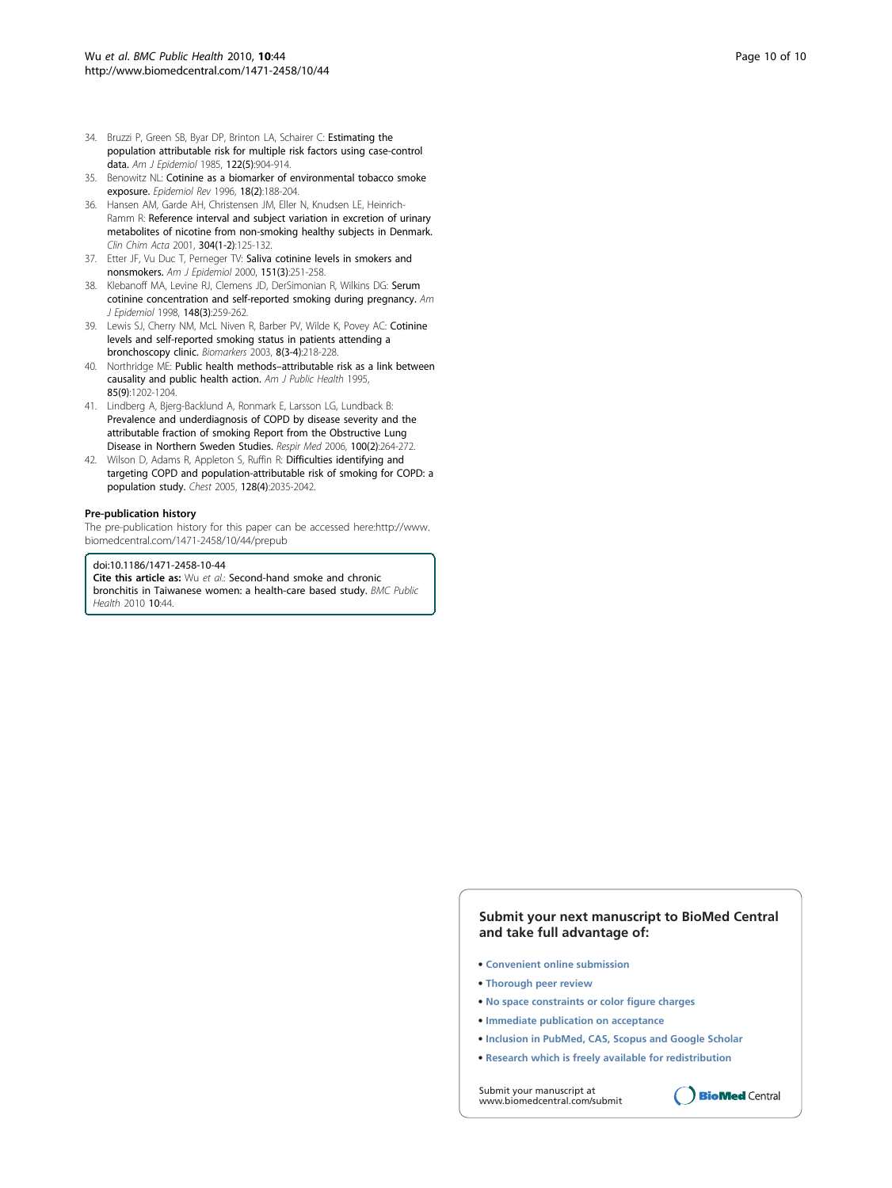34. Bruzzi P, Green SB, Byar DP, Brinton LA, Schairer C: **Estimating the population attributable risk for multiple risk factors using case-control data.** *Am J Epidemiol* 1985, **122(5)**:904-914.
35. Benowitz NL: **Cotinine as a biomarker of environmental tobacco smoke exposure.** *Epidemiol Rev* 1996, **18(2)**:188-204.
36. Hansen AM, Garde AH, Christensen JM, Eller N, Knudsen LE, Heinrich-Ramm R: **Reference interval and subject variation in excretion of urinary metabolites of nicotine from non-smoking healthy subjects in Denmark.** *Clin Chim Acta* 2001, **304(1-2)**:125-132.
37. Etter JF, Vu Duc T, Perneger TV: **Saliva cotinine levels in smokers and nonsmokers.** *Am J Epidemiol* 2000, **151(3)**:251-258.
38. Klebanoff MA, Levine RJ, Clemens JD, DerSimonian R, Wilkins DG: **Serum cotinine concentration and self-reported smoking during pregnancy.** *Am J Epidemiol* 1998, **148(3)**:259-262.
39. Lewis SJ, Cherry NM, McL Niven R, Barber PV, Wilde K, Povey AC: **Cotinine levels and self-reported smoking status in patients attending a bronchoscopy clinic.** *Biomarkers* 2003, **8(3-4)**:218-228.
40. Northridge ME: **Public health methods–attributable risk as a link between causality and public health action.** *Am J Public Health* 1995, **85(9)**:1202-1204.
41. Lindberg A, Bjerg-Backlund A, Ronmark E, Larsson LG, Lundback B: **Prevalence and underdiagnosis of COPD by disease severity and the attributable fraction of smoking Report from the Obstructive Lung Disease in Northern Sweden Studies.** *Respir Med* 2006, **100(2)**:264-272.
42. Wilson D, Adams R, Appleton S, Ruffin R: **Difficulties identifying and targeting COPD and population-attributable risk of smoking for COPD: a population study.** *Chest* 2005, **128(4)**:2035-2042.

#### Pre-publication history

The pre-publication history for this paper can be accessed here:http://www.biomedcentral.com/1471-2458/10/44/prepub

doi:10.1186/1471-2458-10-44

**Cite this article as:** Wu *et al.*: Second-hand smoke and chronic bronchitis in Taiwanese women: a health-care based study. *BMC Public Health* 2010 **10**:44.

**Submit your next manuscript to BioMed Central and take full advantage of:**

- Convenient online submission
- Thorough peer review
- No space constraints or color figure charges
- Immediate publication on acceptance
- Inclusion in PubMed, CAS, Scopus and Google Scholar
- Research which is freely available for redistribution

Submit your manuscript at www.biomedcentral.com/submit

BioMed Central